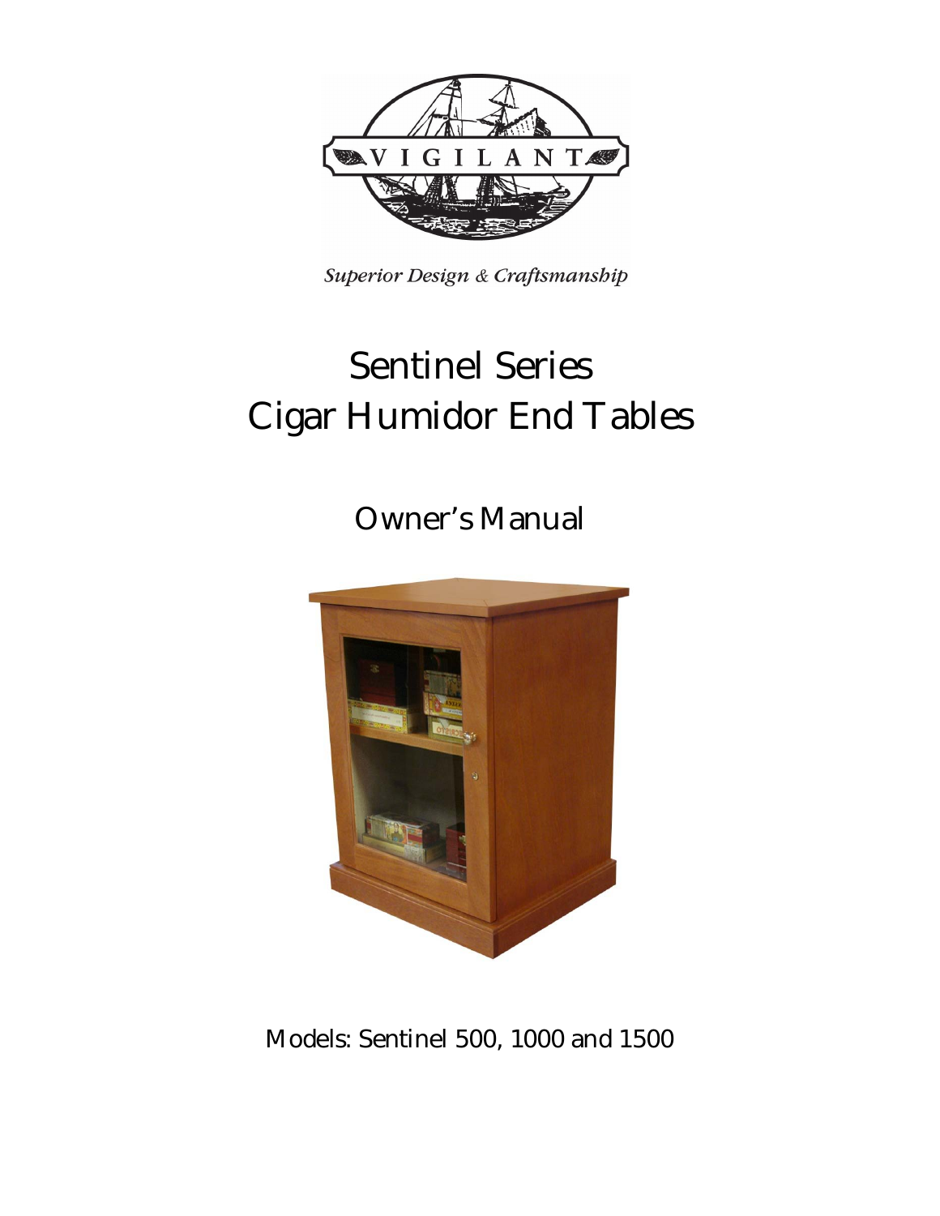VIGILANT

*Superior Design & Craftsmanship*

# Sentinel Series
# Cigar Humidor End Tables

## Owner's Manual

Models: Sentinel 500, 1000 and 1500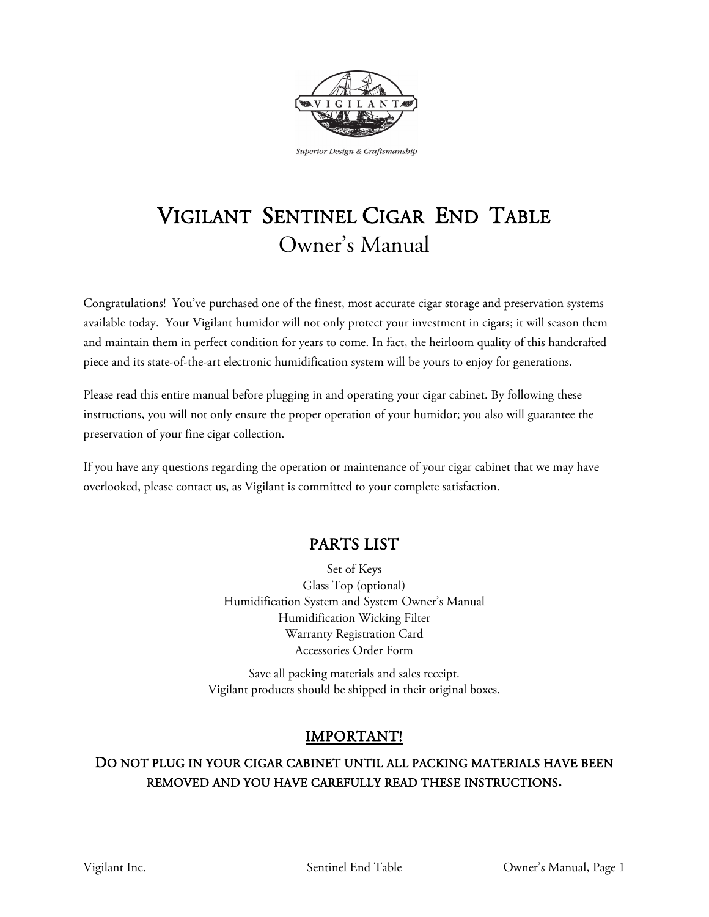Superior Design & Craftsmanship

# VIGILANT SENTINEL CIGAR END TABLE
## Owner's Manual

Congratulations! You've purchased one of the finest, most accurate cigar storage and preservation systems available today. Your Vigilant humidor will not only protect your investment in cigars; it will season them and maintain them in perfect condition for years to come. In fact, the heirloom quality of this handcrafted piece and its state-of-the-art electronic humidification system will be yours to enjoy for generations.

Please read this entire manual before plugging in and operating your cigar cabinet. By following these instructions, you will not only ensure the proper operation of your humidor; you also will guarantee the preservation of your fine cigar collection.

If you have any questions regarding the operation or maintenance of your cigar cabinet that we may have overlooked, please contact us, as Vigilant is committed to your complete satisfaction.

## PARTS LIST

Set of Keys
Glass Top (optional)
Humidification System and System Owner's Manual
Humidification Wicking Filter
Warranty Registration Card
Accessories Order Form

Save all packing materials and sales receipt.
Vigilant products should be shipped in their original boxes.

## IMPORTANT!

**DO NOT PLUG IN YOUR CIGAR CABINET UNTIL ALL PACKING MATERIALS HAVE BEEN REMOVED AND YOU HAVE CAREFULLY READ THESE INSTRUCTIONS.**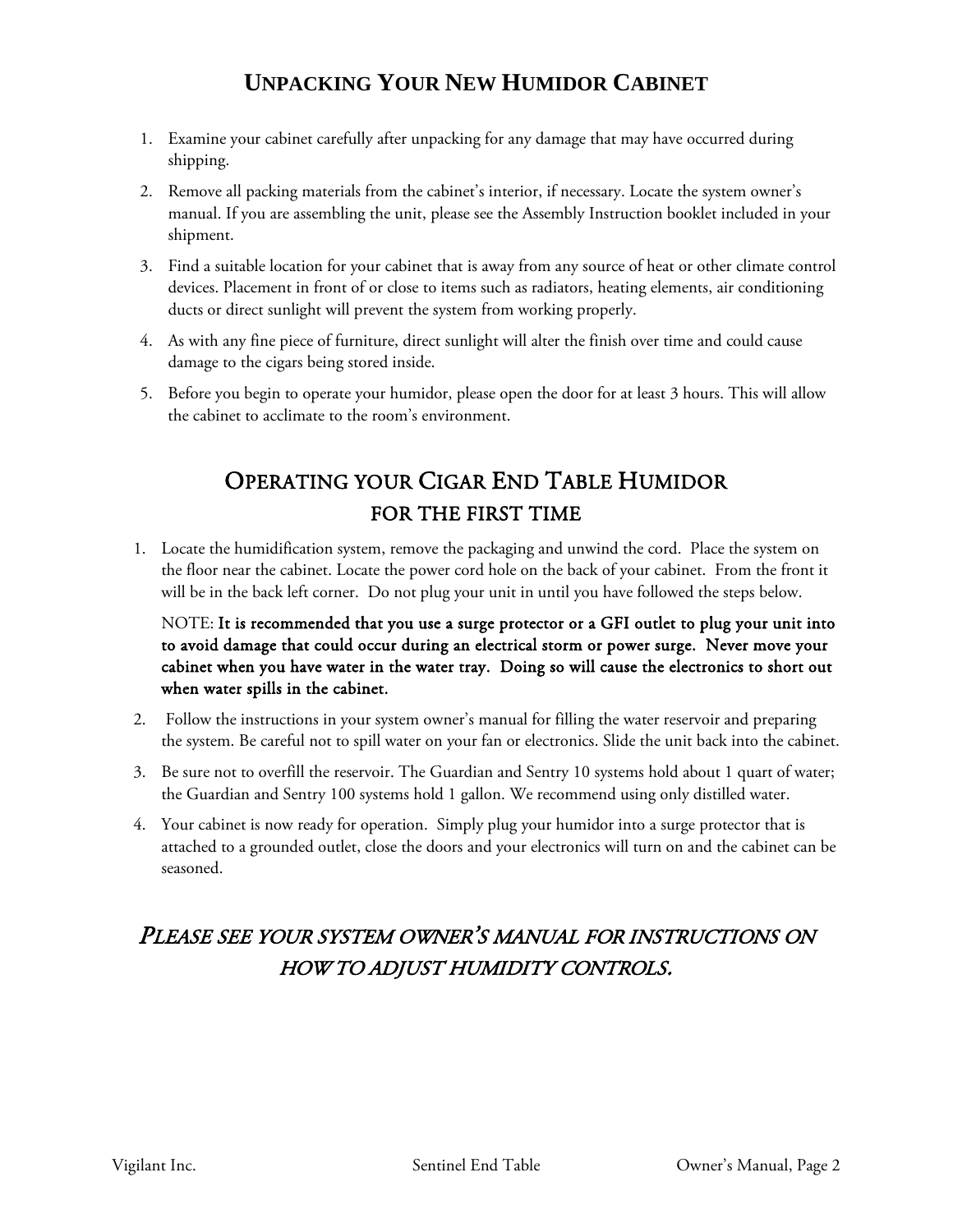## UNPACKING YOUR NEW HUMIDOR CABINET

1. Examine your cabinet carefully after unpacking for any damage that may have occurred during shipping.
2. Remove all packing materials from the cabinet's interior, if necessary. Locate the system owner's manual. If you are assembling the unit, please see the Assembly Instruction booklet included in your shipment.
3. Find a suitable location for your cabinet that is away from any source of heat or other climate control devices. Placement in front of or close to items such as radiators, heating elements, air conditioning ducts or direct sunlight will prevent the system from working properly.
4. As with any fine piece of furniture, direct sunlight will alter the finish over time and could cause damage to the cigars being stored inside.
5. Before you begin to operate your humidor, please open the door for at least 3 hours. This will allow the cabinet to acclimate to the room's environment.

## OPERATING YOUR CIGAR END TABLE HUMIDOR FOR THE FIRST TIME

1. Locate the humidification system, remove the packaging and unwind the cord. Place the system on the floor near the cabinet. Locate the power cord hole on the back of your cabinet. From the front it will be in the back left corner. Do not plug your unit in until you have followed the steps below.

   NOTE: **It is recommended that you use a surge protector or a GFI outlet to plug your unit into to avoid damage that could occur during an electrical storm or power surge. Never move your cabinet when you have water in the water tray. Doing so will cause the electronics to short out when water spills in the cabinet.**

2. Follow the instructions in your system owner's manual for filling the water reservoir and preparing the system. Be careful not to spill water on your fan or electronics. Slide the unit back into the cabinet.
3. Be sure not to overfill the reservoir. The Guardian and Sentry 10 systems hold about 1 quart of water; the Guardian and Sentry 100 systems hold 1 gallon. We recommend using only distilled water.
4. Your cabinet is now ready for operation. Simply plug your humidor into a surge protector that is attached to a grounded outlet, close the doors and your electronics will turn on and the cabinet can be seasoned.

### *PLEASE SEE YOUR SYSTEM OWNER'S MANUAL FOR INSTRUCTIONS ON HOW TO ADJUST HUMIDITY CONTROLS.*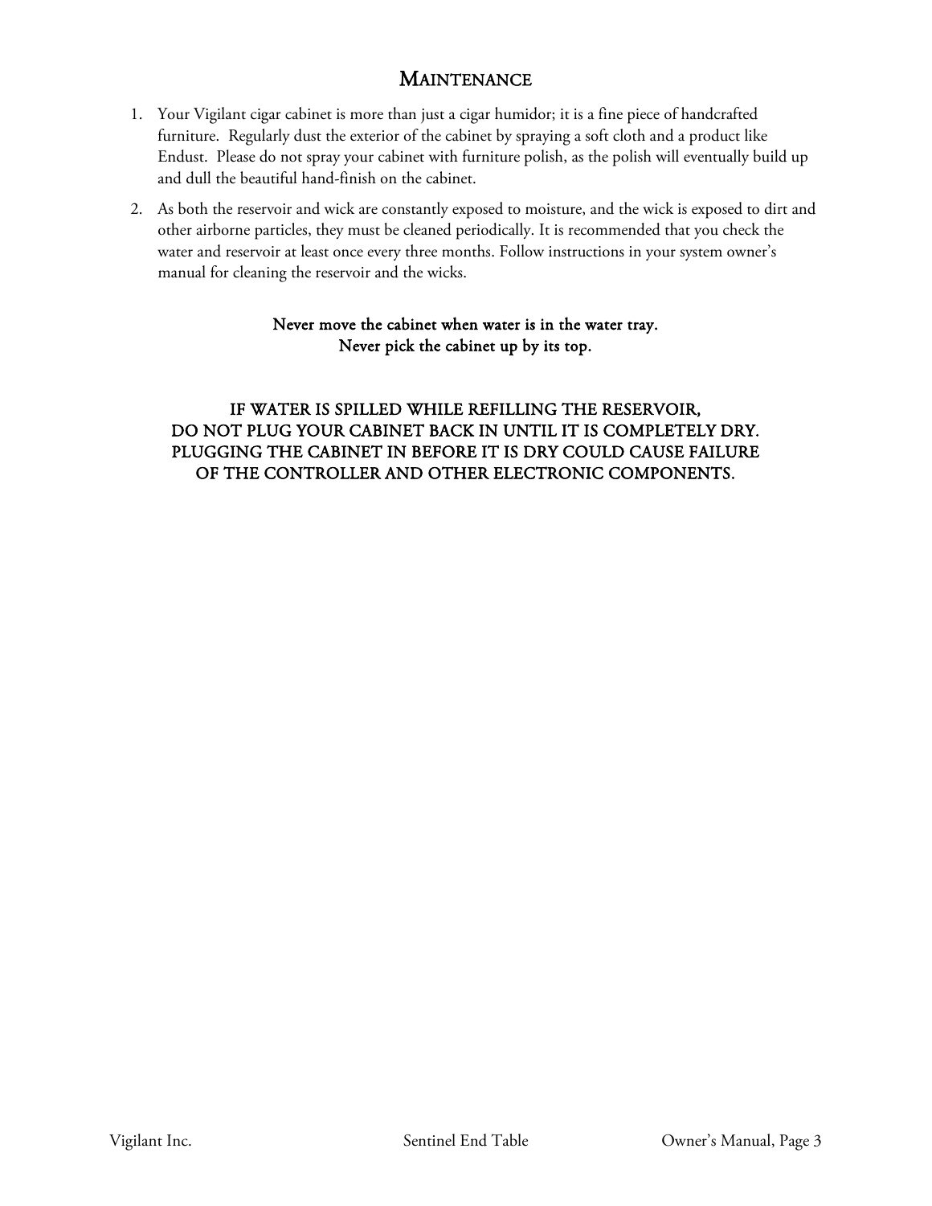## MAINTENANCE

1. Your Vigilant cigar cabinet is more than just a cigar humidor; it is a fine piece of handcrafted furniture. Regularly dust the exterior of the cabinet by spraying a soft cloth and a product like Endust. Please do not spray your cabinet with furniture polish, as the polish will eventually build up and dull the beautiful hand-finish on the cabinet.
2. As both the reservoir and wick are constantly exposed to moisture, and the wick is exposed to dirt and other airborne particles, they must be cleaned periodically. It is recommended that you check the water and reservoir at least once every three months. Follow instructions in your system owner's manual for cleaning the reservoir and the wicks.

**Never move the cabinet when water is in the water tray.**
**Never pick the cabinet up by its top.**

IF WATER IS SPILLED WHILE REFILLING THE RESERVOIR,
DO NOT PLUG YOUR CABINET BACK IN UNTIL IT IS COMPLETELY DRY.
PLUGGING THE CABINET IN BEFORE IT IS DRY COULD CAUSE FAILURE
OF THE CONTROLLER AND OTHER ELECTRONIC COMPONENTS.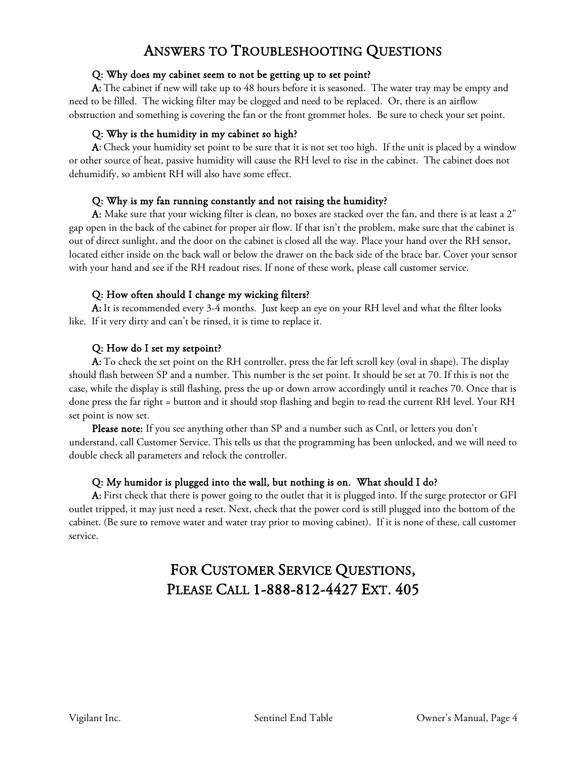# Answers to Troubleshooting Questions

**Q: Why does my cabinet seem to not be getting up to set point?**

**A:** The cabinet if new will take up to 48 hours before it is seasoned. The water tray may be empty and need to be filled. The wicking filter may be clogged and need to be replaced. Or, there is an airflow obstruction and something is covering the fan or the front grommet holes. Be sure to check your set point.

**Q: Why is the humidity in my cabinet so high?**

**A**: Check your humidity set point to be sure that it is not set too high. If the unit is placed by a window or other source of heat, passive humidity will cause the RH level to rise in the cabinet. The cabinet does not dehumidify, so ambient RH will also have some effect.

**Q: Why is my fan running constantly and not raising the humidity?**

**A:** Make sure that your wicking filter is clean, no boxes are stacked over the fan, and there is at least a 2" gap open in the back of the cabinet for proper air flow. If that isn't the problem, make sure that the cabinet is out of direct sunlight, and the door on the cabinet is closed all the way. Place your hand over the RH sensor, located either inside on the back wall or below the drawer on the back side of the brace bar. Cover your sensor with your hand and see if the RH readout rises. If none of these work, please call customer service.

**Q: How often should I change my wicking filters?**

**A:** It is recommended every 3-4 months. Just keep an eye on your RH level and what the filter looks like. If it very dirty and can't be rinsed, it is time to replace it.

**Q: How do I set my setpoint?**

**A:** To check the set point on the RH controller, press the far left scroll key (oval in shape). The display should flash between SP and a number. This number is the set point. It should be set at 70. If this is not the case, while the display is still flashing, press the up or down arrow accordingly until it reaches 70. Once that is done press the far right = button and it should stop flashing and begin to read the current RH level. Your RH set point is now set.

**Please note:** If you see anything other than SP and a number such as Cntl, or letters you don't understand, call Customer Service. This tells us that the programming has been unlocked, and we will need to double check all parameters and relock the controller.

**Q: My humidor is plugged into the wall, but nothing is on. What should I do?**

**A:** First check that there is power going to the outlet that it is plugged into. If the surge protector or GFI outlet tripped, it may just need a reset. Next, check that the power cord is still plugged into the bottom of the cabinet. (Be sure to remove water and water tray prior to moving cabinet). If it is none of these, call customer service.

## For Customer Service Questions, Please Call 1-888-812-4427 Ext. 405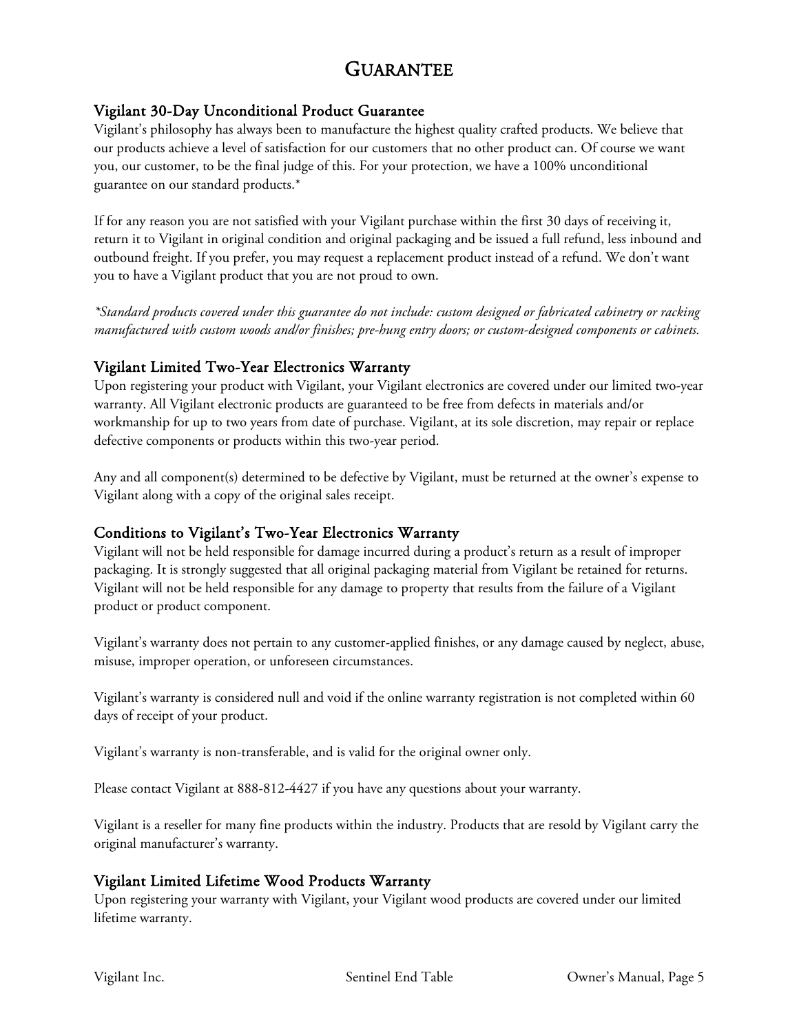# GUARANTEE

## Vigilant 30-Day Unconditional Product Guarantee

Vigilant's philosophy has always been to manufacture the highest quality crafted products. We believe that our products achieve a level of satisfaction for our customers that no other product can. Of course we want you, our customer, to be the final judge of this. For your protection, we have a 100% unconditional guarantee on our standard products.*

If for any reason you are not satisfied with your Vigilant purchase within the first 30 days of receiving it, return it to Vigilant in original condition and original packaging and be issued a full refund, less inbound and outbound freight. If you prefer, you may request a replacement product instead of a refund. We don't want you to have a Vigilant product that you are not proud to own.

*\*Standard products covered under this guarantee do not include: custom designed or fabricated cabinetry or racking manufactured with custom woods and/or finishes; pre-hung entry doors; or custom-designed components or cabinets.*

## Vigilant Limited Two-Year Electronics Warranty

Upon registering your product with Vigilant, your Vigilant electronics are covered under our limited two-year warranty. All Vigilant electronic products are guaranteed to be free from defects in materials and/or workmanship for up to two years from date of purchase. Vigilant, at its sole discretion, may repair or replace defective components or products within this two-year period.

Any and all component(s) determined to be defective by Vigilant, must be returned at the owner's expense to Vigilant along with a copy of the original sales receipt.

## Conditions to Vigilant's Two-Year Electronics Warranty

Vigilant will not be held responsible for damage incurred during a product's return as a result of improper packaging. It is strongly suggested that all original packaging material from Vigilant be retained for returns. Vigilant will not be held responsible for any damage to property that results from the failure of a Vigilant product or product component.

Vigilant's warranty does not pertain to any customer-applied finishes, or any damage caused by neglect, abuse, misuse, improper operation, or unforeseen circumstances.

Vigilant's warranty is considered null and void if the online warranty registration is not completed within 60 days of receipt of your product.

Vigilant's warranty is non-transferable, and is valid for the original owner only.

Please contact Vigilant at 888-812-4427 if you have any questions about your warranty.

Vigilant is a reseller for many fine products within the industry. Products that are resold by Vigilant carry the original manufacturer's warranty.

## Vigilant Limited Lifetime Wood Products Warranty

Upon registering your warranty with Vigilant, your Vigilant wood products are covered under our limited lifetime warranty.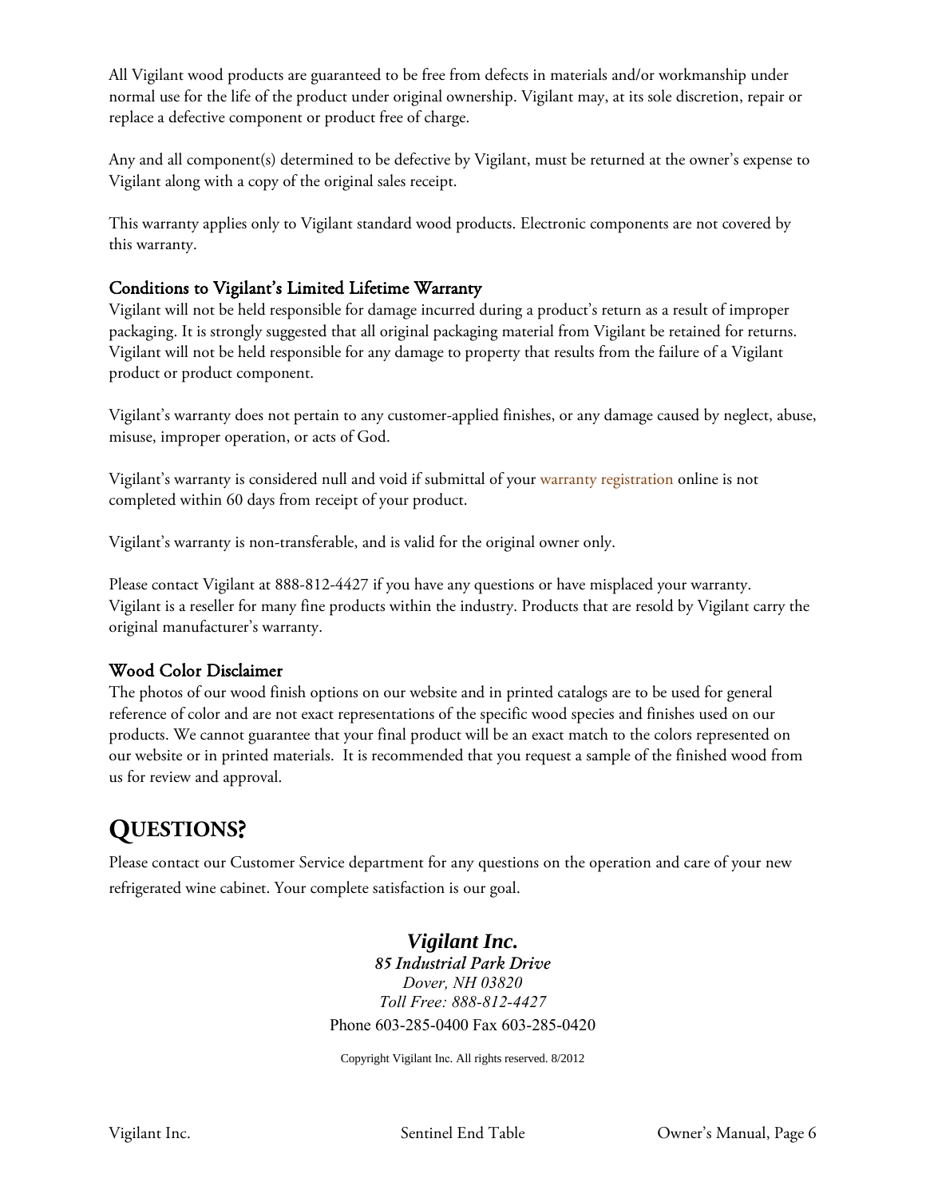All Vigilant wood products are guaranteed to be free from defects in materials and/or workmanship under normal use for the life of the product under original ownership. Vigilant may, at its sole discretion, repair or replace a defective component or product free of charge.

Any and all component(s) determined to be defective by Vigilant, must be returned at the owner's expense to Vigilant along with a copy of the original sales receipt.

This warranty applies only to Vigilant standard wood products. Electronic components are not covered by this warranty.

### Conditions to Vigilant's Limited Lifetime Warranty

Vigilant will not be held responsible for damage incurred during a product's return as a result of improper packaging. It is strongly suggested that all original packaging material from Vigilant be retained for returns. Vigilant will not be held responsible for any damage to property that results from the failure of a Vigilant product or product component.

Vigilant's warranty does not pertain to any customer-applied finishes, or any damage caused by neglect, abuse, misuse, improper operation, or acts of God.

Vigilant's warranty is considered null and void if submittal of your warranty registration online is not completed within 60 days from receipt of your product.

Vigilant's warranty is non-transferable, and is valid for the original owner only.

Please contact Vigilant at 888-812-4427 if you have any questions or have misplaced your warranty. Vigilant is a reseller for many fine products within the industry. Products that are resold by Vigilant carry the original manufacturer's warranty.

### Wood Color Disclaimer

The photos of our wood finish options on our website and in printed catalogs are to be used for general reference of color and are not exact representations of the specific wood species and finishes used on our products. We cannot guarantee that your final product will be an exact match to the colors represented on our website or in printed materials. It is recommended that you request a sample of the finished wood from us for review and approval.

## QUESTIONS?

Please contact our Customer Service department for any questions on the operation and care of your new refrigerated wine cabinet. Your complete satisfaction is our goal.

***Vigilant Inc.***
***85 Industrial Park Drive***
*Dover, NH 03820*
*Toll Free: 888-812-4427*
Phone 603-285-0400 Fax 603-285-0420

Copyright Vigilant Inc. All rights reserved. 8/2012